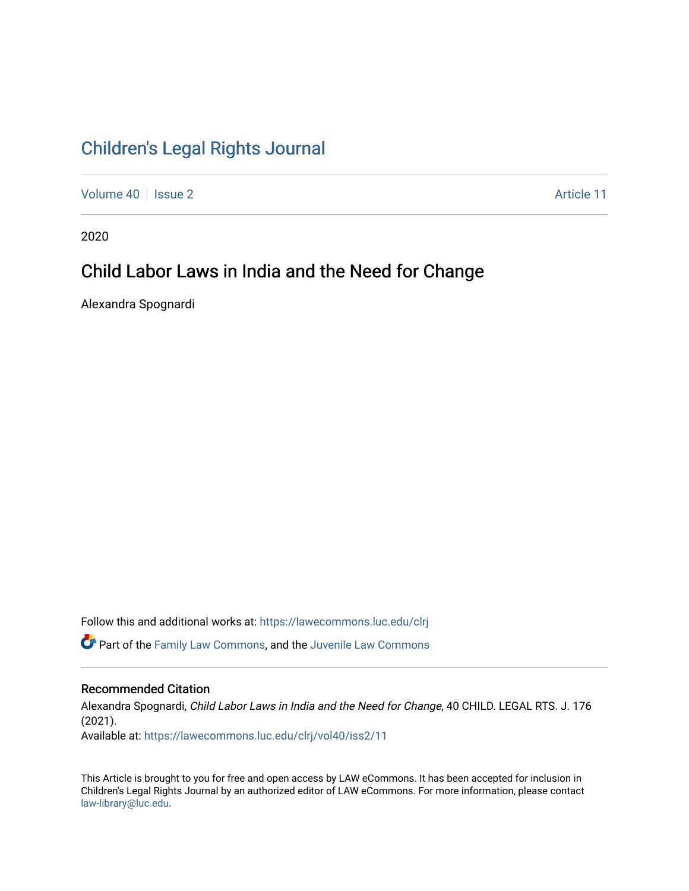# Children's Legal Rights Journal

Volume 40 | Issue 2 | Article 11

2020

## Child Labor Laws in India and the Need for Change

Alexandra Spognardi

Follow this and additional works at: https://lawecommons.luc.edu/clrj

Part of the Family Law Commons, and the Juvenile Law Commons

### Recommended Citation

Alexandra Spognardi, *Child Labor Laws in India and the Need for Change*, 40 CHILD. LEGAL RTS. J. 176 (2021).
Available at: https://lawecommons.luc.edu/clrj/vol40/iss2/11

This Article is brought to you for free and open access by LAW eCommons. It has been accepted for inclusion in Children's Legal Rights Journal by an authorized editor of LAW eCommons. For more information, please contact law-library@luc.edu.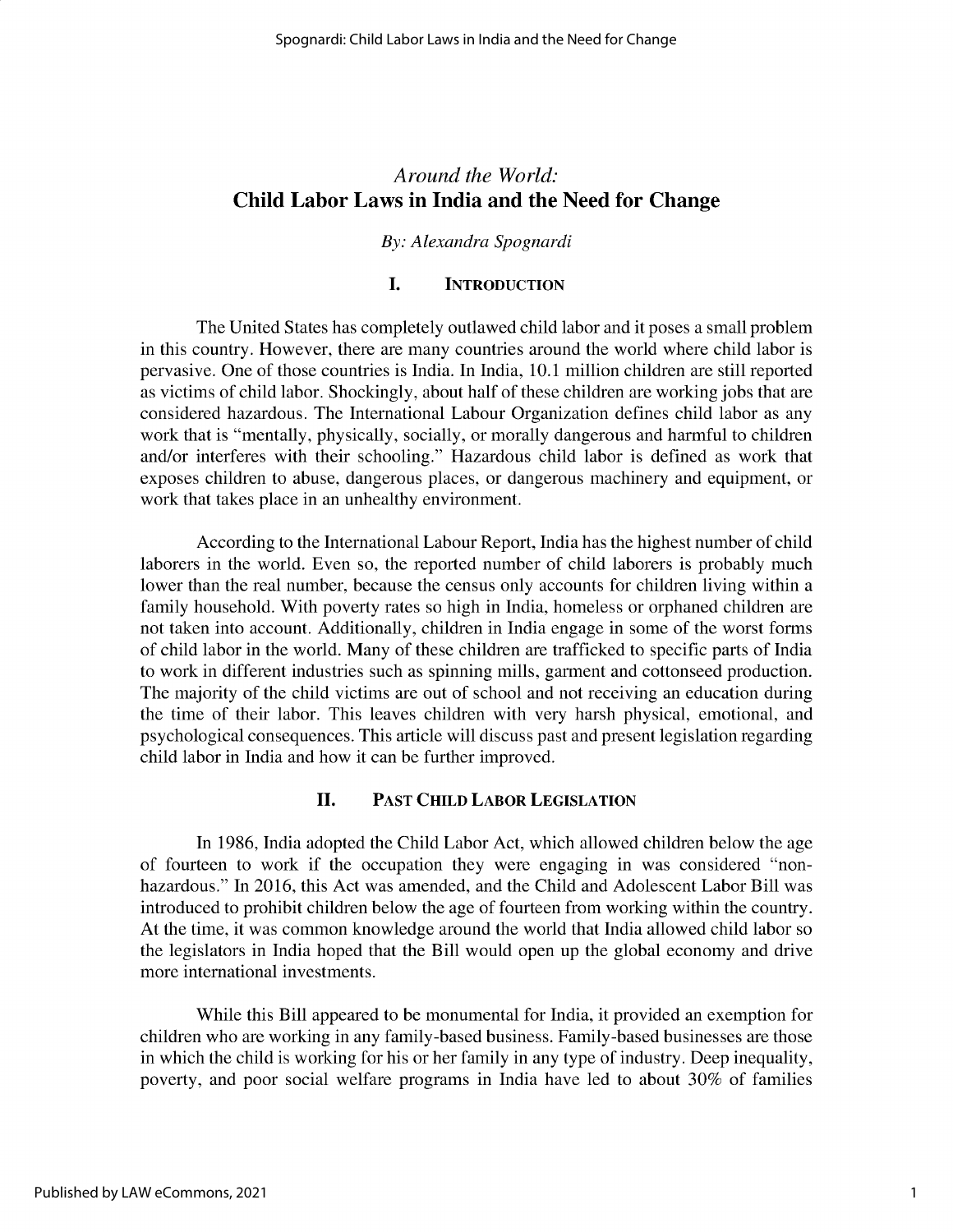*Around the World:*

# Child Labor Laws in India and the Need for Change

*By: Alexandra Spognardi*

## I. Introduction

The United States has completely outlawed child labor and it poses a small problem in this country. However, there are many countries around the world where child labor is pervasive. One of those countries is India. In India, 10.1 million children are still reported as victims of child labor. Shockingly, about half of these children are working jobs that are considered hazardous. The International Labour Organization defines child labor as any work that is "mentally, physically, socially, or morally dangerous and harmful to children and/or interferes with their schooling." Hazardous child labor is defined as work that exposes children to abuse, dangerous places, or dangerous machinery and equipment, or work that takes place in an unhealthy environment.

According to the International Labour Report, India has the highest number of child laborers in the world. Even so, the reported number of child laborers is probably much lower than the real number, because the census only accounts for children living within a family household. With poverty rates so high in India, homeless or orphaned children are not taken into account. Additionally, children in India engage in some of the worst forms of child labor in the world. Many of these children are trafficked to specific parts of India to work in different industries such as spinning mills, garment and cottonseed production. The majority of the child victims are out of school and not receiving an education during the time of their labor. This leaves children with very harsh physical, emotional, and psychological consequences. This article will discuss past and present legislation regarding child labor in India and how it can be further improved.

## II. Past Child Labor Legislation

In 1986, India adopted the Child Labor Act, which allowed children below the age of fourteen to work if the occupation they were engaging in was considered "non-hazardous." In 2016, this Act was amended, and the Child and Adolescent Labor Bill was introduced to prohibit children below the age of fourteen from working within the country. At the time, it was common knowledge around the world that India allowed child labor so the legislators in India hoped that the Bill would open up the global economy and drive more international investments.

While this Bill appeared to be monumental for India, it provided an exemption for children who are working in any family-based business. Family-based businesses are those in which the child is working for his or her family in any type of industry. Deep inequality, poverty, and poor social welfare programs in India have led to about 30% of families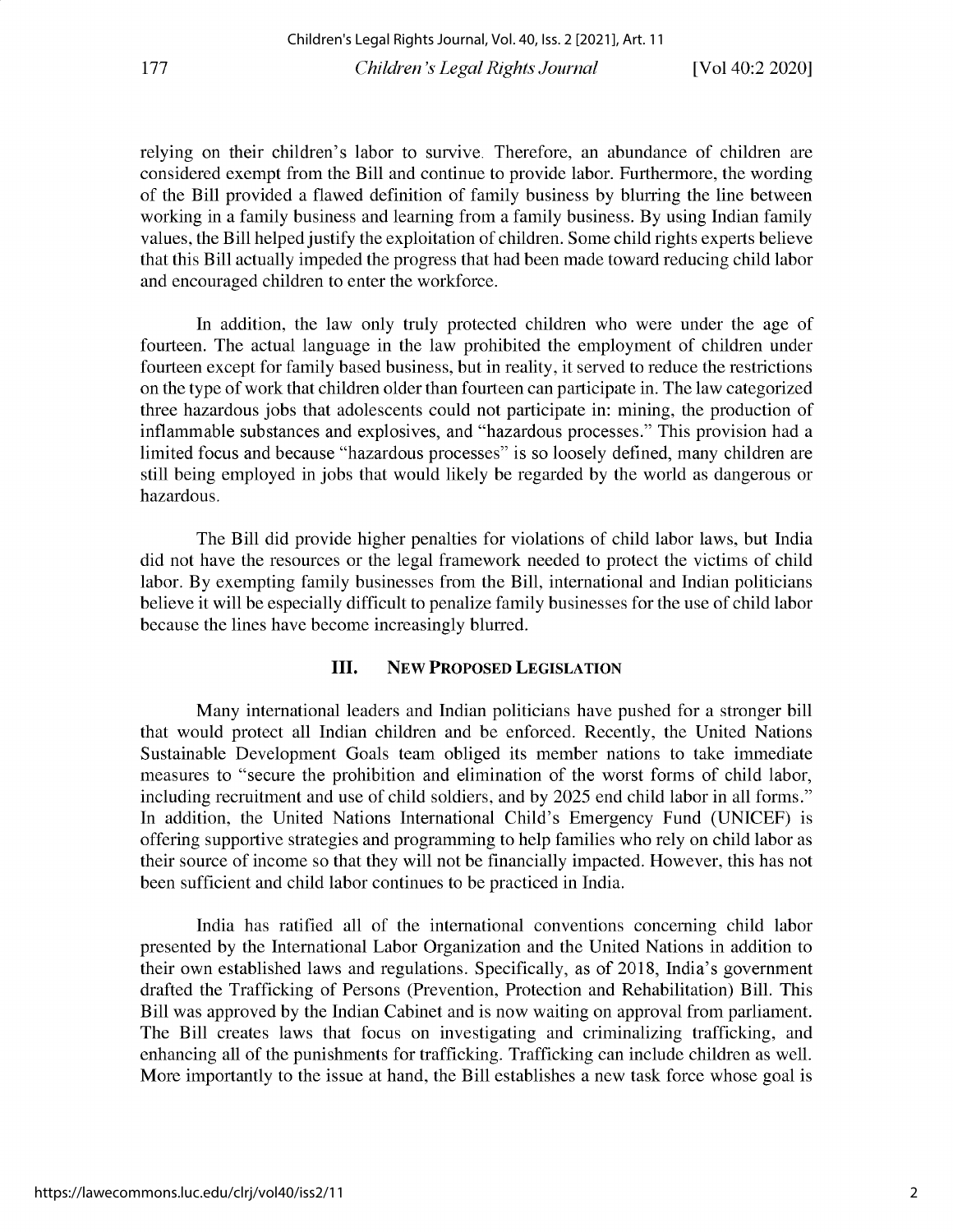relying on their children's labor to survive. Therefore, an abundance of children are considered exempt from the Bill and continue to provide labor. Furthermore, the wording of the Bill provided a flawed definition of family business by blurring the line between working in a family business and learning from a family business. By using Indian family values, the Bill helped justify the exploitation of children. Some child rights experts believe that this Bill actually impeded the progress that had been made toward reducing child labor and encouraged children to enter the workforce.

In addition, the law only truly protected children who were under the age of fourteen. The actual language in the law prohibited the employment of children under fourteen except for family based business, but in reality, it served to reduce the restrictions on the type of work that children older than fourteen can participate in. The law categorized three hazardous jobs that adolescents could not participate in: mining, the production of inflammable substances and explosives, and "hazardous processes." This provision had a limited focus and because "hazardous processes" is so loosely defined, many children are still being employed in jobs that would likely be regarded by the world as dangerous or hazardous.

The Bill did provide higher penalties for violations of child labor laws, but India did not have the resources or the legal framework needed to protect the victims of child labor. By exempting family businesses from the Bill, international and Indian politicians believe it will be especially difficult to penalize family businesses for the use of child labor because the lines have become increasingly blurred.

## III. New Proposed Legislation

Many international leaders and Indian politicians have pushed for a stronger bill that would protect all Indian children and be enforced. Recently, the United Nations Sustainable Development Goals team obliged its member nations to take immediate measures to "secure the prohibition and elimination of the worst forms of child labor, including recruitment and use of child soldiers, and by 2025 end child labor in all forms." In addition, the United Nations International Child's Emergency Fund (UNICEF) is offering supportive strategies and programming to help families who rely on child labor as their source of income so that they will not be financially impacted. However, this has not been sufficient and child labor continues to be practiced in India.

India has ratified all of the international conventions concerning child labor presented by the International Labor Organization and the United Nations in addition to their own established laws and regulations. Specifically, as of 2018, India's government drafted the Trafficking of Persons (Prevention, Protection and Rehabilitation) Bill. This Bill was approved by the Indian Cabinet and is now waiting on approval from parliament. The Bill creates laws that focus on investigating and criminalizing trafficking, and enhancing all of the punishments for trafficking. Trafficking can include children as well. More importantly to the issue at hand, the Bill establishes a new task force whose goal is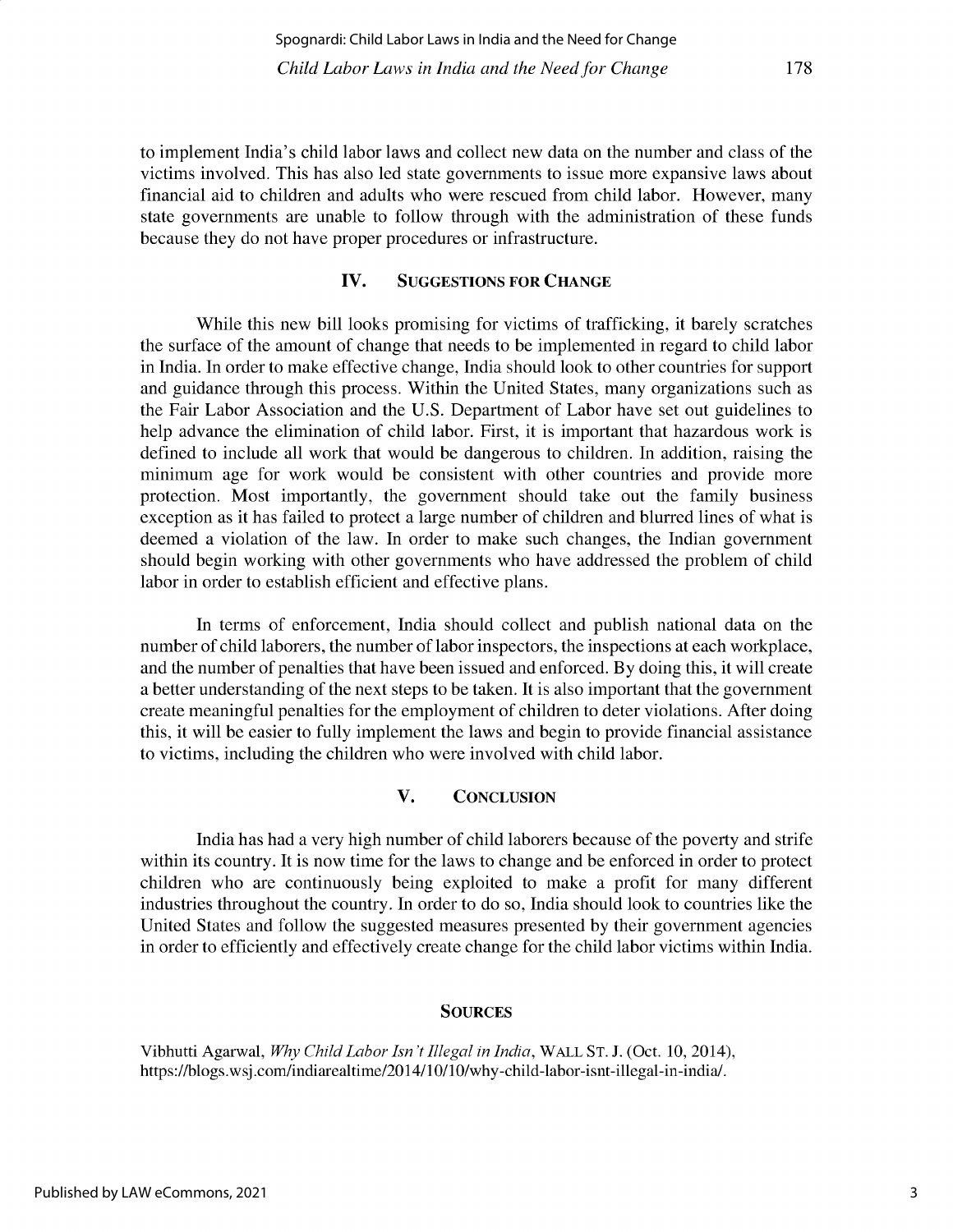to implement India's child labor laws and collect new data on the number and class of the victims involved. This has also led state governments to issue more expansive laws about financial aid to children and adults who were rescued from child labor. However, many state governments are unable to follow through with the administration of these funds because they do not have proper procedures or infrastructure.

## IV. Suggestions for Change

While this new bill looks promising for victims of trafficking, it barely scratches the surface of the amount of change that needs to be implemented in regard to child labor in India. In order to make effective change, India should look to other countries for support and guidance through this process. Within the United States, many organizations such as the Fair Labor Association and the U.S. Department of Labor have set out guidelines to help advance the elimination of child labor. First, it is important that hazardous work is defined to include all work that would be dangerous to children. In addition, raising the minimum age for work would be consistent with other countries and provide more protection. Most importantly, the government should take out the family business exception as it has failed to protect a large number of children and blurred lines of what is deemed a violation of the law. In order to make such changes, the Indian government should begin working with other governments who have addressed the problem of child labor in order to establish efficient and effective plans.

In terms of enforcement, India should collect and publish national data on the number of child laborers, the number of labor inspectors, the inspections at each workplace, and the number of penalties that have been issued and enforced. By doing this, it will create a better understanding of the next steps to be taken. It is also important that the government create meaningful penalties for the employment of children to deter violations. After doing this, it will be easier to fully implement the laws and begin to provide financial assistance to victims, including the children who were involved with child labor.

## V. Conclusion

India has had a very high number of child laborers because of the poverty and strife within its country. It is now time for the laws to change and be enforced in order to protect children who are continuously being exploited to make a profit for many different industries throughout the country. In order to do so, India should look to countries like the United States and follow the suggested measures presented by their government agencies in order to efficiently and effectively create change for the child labor victims within India.

## Sources

Vibhutti Agarwal, *Why Child Labor Isn't Illegal in India*, WALL ST. J. (Oct. 10, 2014), https://blogs.wsj.com/indiarealtime/2014/10/10/why-child-labor-isnt-illegal-in-india/.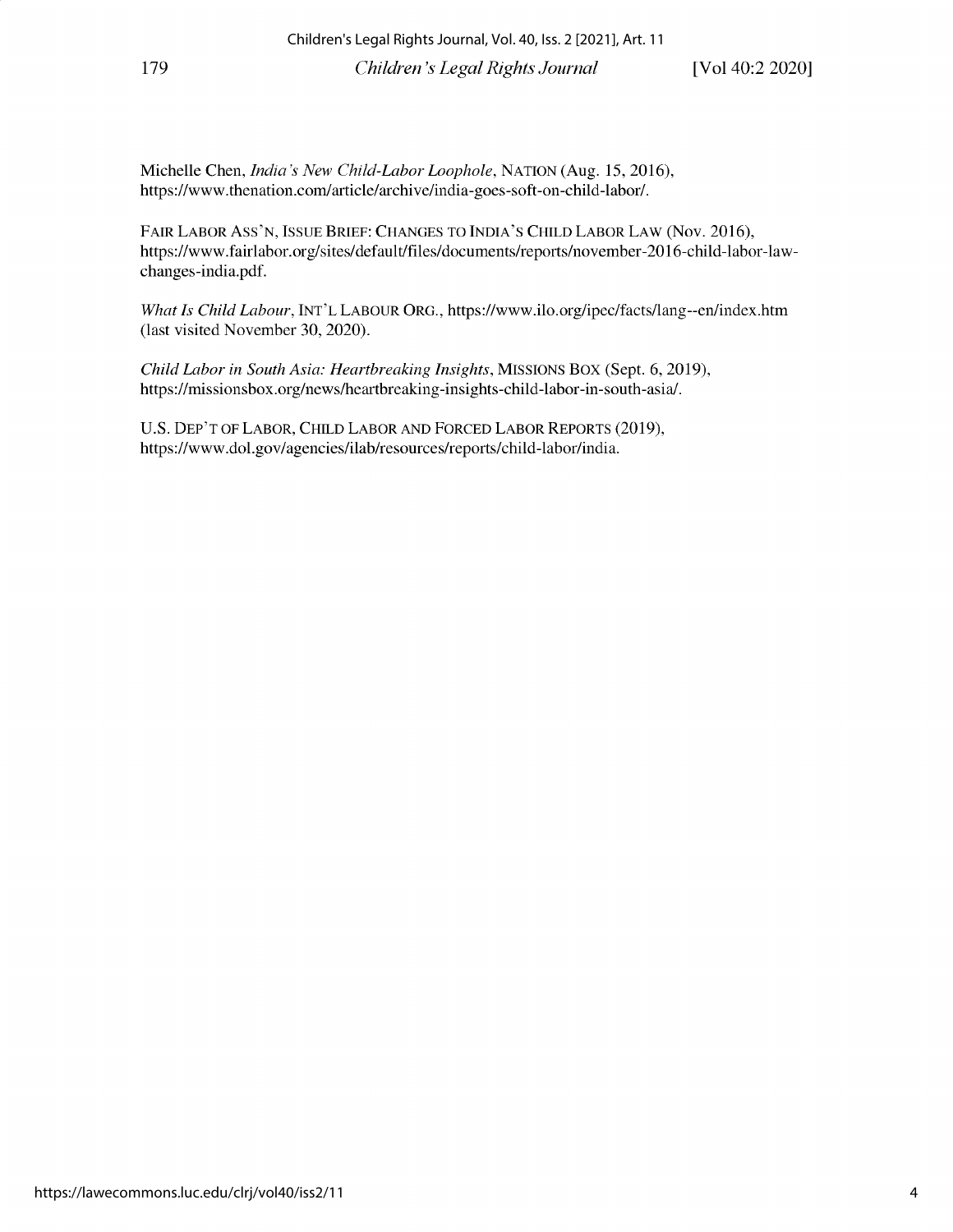Michelle Chen, *India's New Child-Labor Loophole*, NATION (Aug. 15, 2016), https://www.thenation.com/article/archive/india-goes-soft-on-child-labor/.

FAIR LABOR ASS'N, ISSUE BRIEF: CHANGES TO INDIA'S CHILD LABOR LAW (Nov. 2016), https://www.fairlabor.org/sites/default/files/documents/reports/november-2016-child-labor-law-changes-india.pdf.

*What Is Child Labour*, INT'L LABOUR ORG., https://www.ilo.org/ipec/facts/lang--en/index.htm (last visited November 30, 2020).

*Child Labor in South Asia: Heartbreaking Insights*, MISSIONS BOX (Sept. 6, 2019), https://missionsbox.org/news/heartbreaking-insights-child-labor-in-south-asia/.

U.S. DEP'T OF LABOR, CHILD LABOR AND FORCED LABOR REPORTS (2019), https://www.dol.gov/agencies/ilab/resources/reports/child-labor/india.